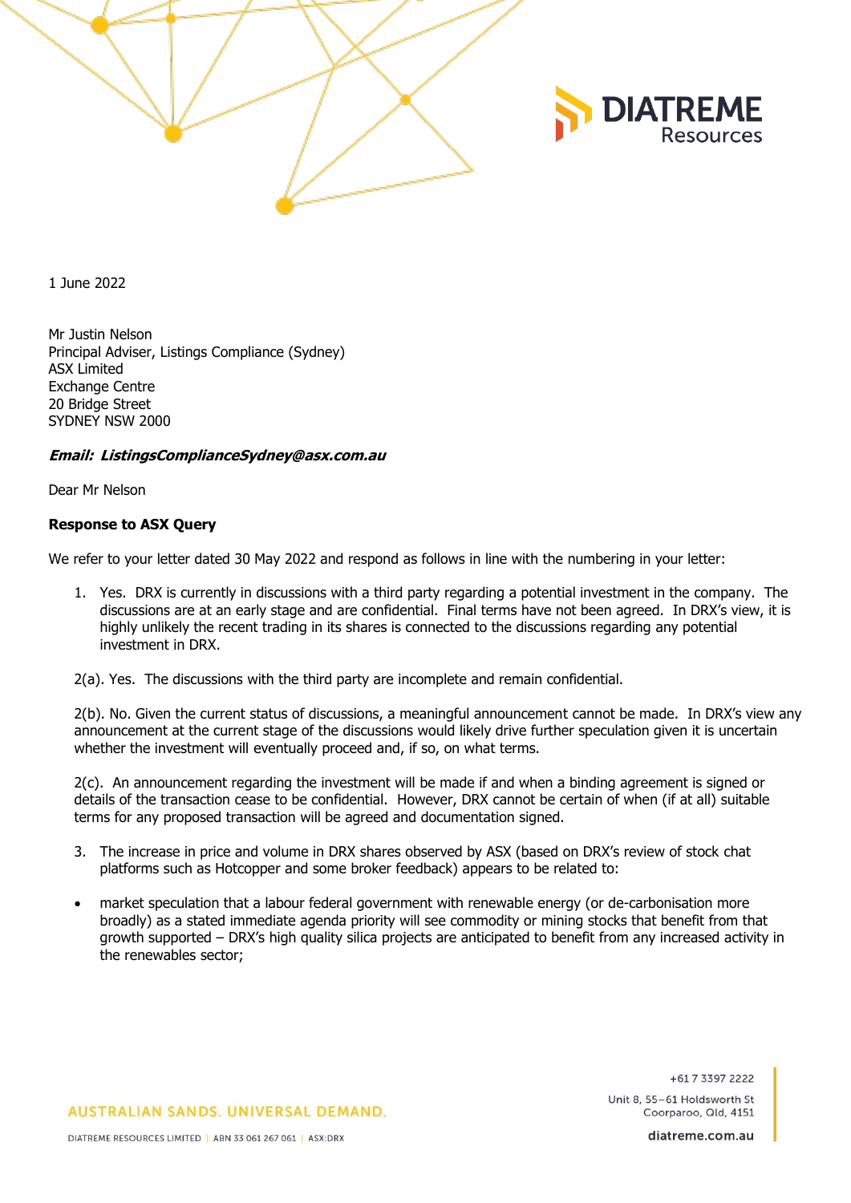1 June 2022

Mr Justin Nelson
Principal Adviser, Listings Compliance (Sydney)
ASX Limited
Exchange Centre
20 Bridge Street
SYDNEY NSW 2000

***Email: ListingsComplianceSydney@asx.com.au***

Dear Mr Nelson

**Response to ASX Query**

We refer to your letter dated 30 May 2022 and respond as follows in line with the numbering in your letter:

1. Yes. DRX is currently in discussions with a third party regarding a potential investment in the company. The discussions are at an early stage and are confidential. Final terms have not been agreed. In DRX's view, it is highly unlikely the recent trading in its shares is connected to the discussions regarding any potential investment in DRX.

2(a). Yes. The discussions with the third party are incomplete and remain confidential.

2(b). No. Given the current status of discussions, a meaningful announcement cannot be made. In DRX's view any announcement at the current stage of the discussions would likely drive further speculation given it is uncertain whether the investment will eventually proceed and, if so, on what terms.

2(c). An announcement regarding the investment will be made if and when a binding agreement is signed or details of the transaction cease to be confidential. However, DRX cannot be certain of when (if at all) suitable terms for any proposed transaction will be agreed and documentation signed.

3. The increase in price and volume in DRX shares observed by ASX (based on DRX's review of stock chat platforms such as Hotcopper and some broker feedback) appears to be related to:

- market speculation that a labour federal government with renewable energy (or de-carbonisation more broadly) as a stated immediate agenda priority will see commodity or mining stocks that benefit from that growth supported – DRX's high quality silica projects are anticipated to benefit from any increased activity in the renewables sector;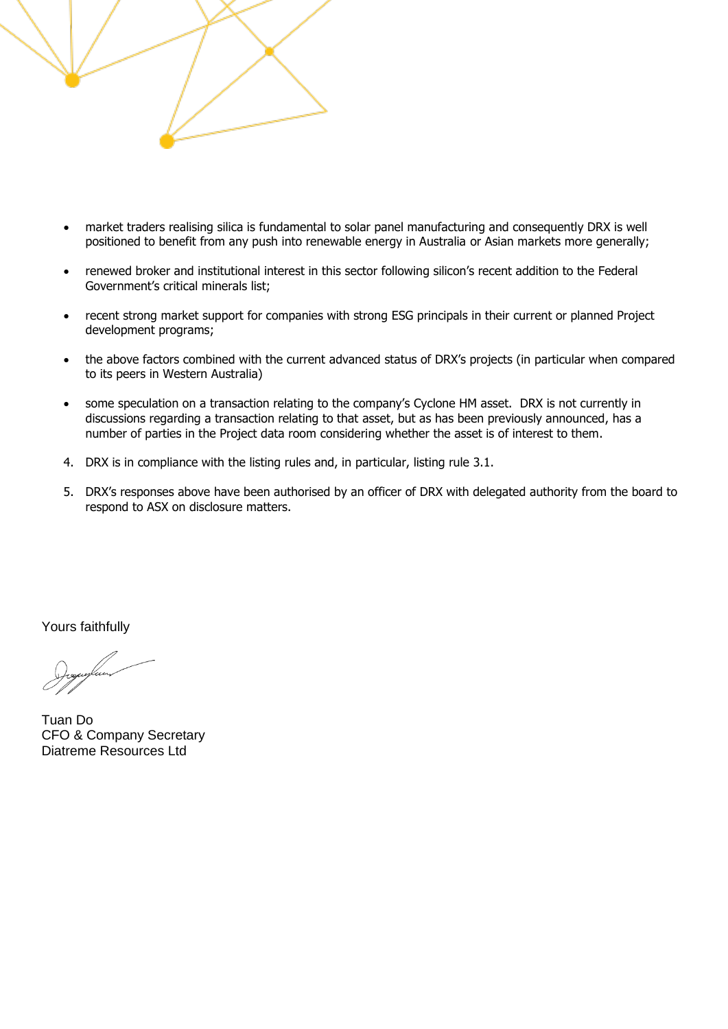- market traders realising silica is fundamental to solar panel manufacturing and consequently DRX is well positioned to benefit from any push into renewable energy in Australia or Asian markets more generally;

- renewed broker and institutional interest in this sector following silicon's recent addition to the Federal Government's critical minerals list;

- recent strong market support for companies with strong ESG principals in their current or planned Project development programs;

- the above factors combined with the current advanced status of DRX's projects (in particular when compared to its peers in Western Australia)

- some speculation on a transaction relating to the company's Cyclone HM asset. DRX is not currently in discussions regarding a transaction relating to that asset, but as has been previously announced, has a number of parties in the Project data room considering whether the asset is of interest to them.

4. DRX is in compliance with the listing rules and, in particular, listing rule 3.1.

5. DRX's responses above have been authorised by an officer of DRX with delegated authority from the board to respond to ASX on disclosure matters.

Yours faithfully

Tuan Do
CFO & Company Secretary
Diatreme Resources Ltd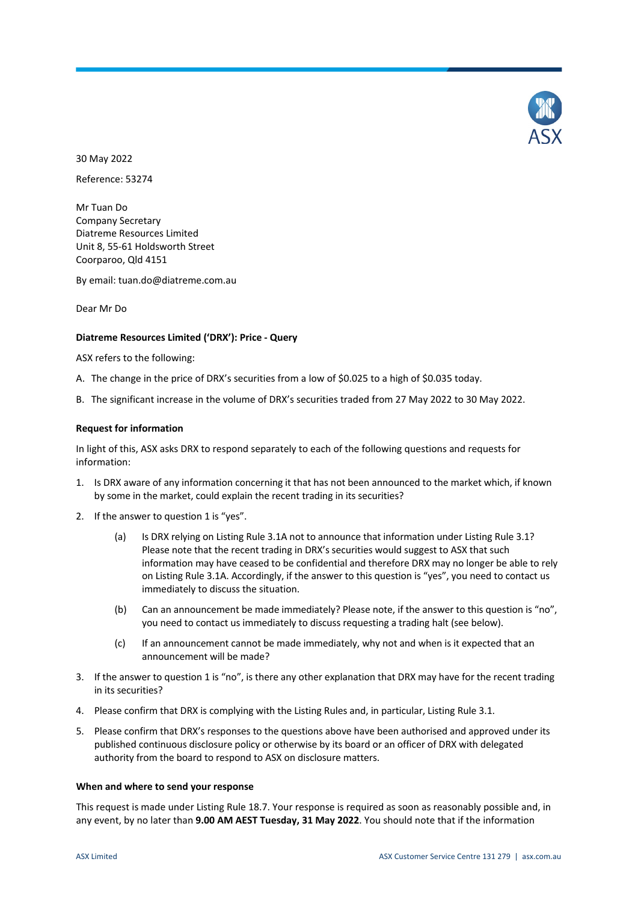30 May 2022

Reference: 53274

Mr Tuan Do
Company Secretary
Diatreme Resources Limited
Unit 8, 55-61 Holdsworth Street
Coorparoo, Qld 4151

By email: tuan.do@diatreme.com.au

Dear Mr Do

**Diatreme Resources Limited ('DRX'): Price - Query**

ASX refers to the following:

A. The change in the price of DRX's securities from a low of $0.025 to a high of $0.035 today.

B. The significant increase in the volume of DRX's securities traded from 27 May 2022 to 30 May 2022.

**Request for information**

In light of this, ASX asks DRX to respond separately to each of the following questions and requests for information:

1. Is DRX aware of any information concerning it that has not been announced to the market which, if known by some in the market, could explain the recent trading in its securities?

2. If the answer to question 1 is "yes".

   (a) Is DRX relying on Listing Rule 3.1A not to announce that information under Listing Rule 3.1? Please note that the recent trading in DRX's securities would suggest to ASX that such information may have ceased to be confidential and therefore DRX may no longer be able to rely on Listing Rule 3.1A. Accordingly, if the answer to this question is "yes", you need to contact us immediately to discuss the situation.

   (b) Can an announcement be made immediately? Please note, if the answer to this question is "no", you need to contact us immediately to discuss requesting a trading halt (see below).

   (c) If an announcement cannot be made immediately, why not and when is it expected that an announcement will be made?

3. If the answer to question 1 is "no", is there any other explanation that DRX may have for the recent trading in its securities?

4. Please confirm that DRX is complying with the Listing Rules and, in particular, Listing Rule 3.1.

5. Please confirm that DRX's responses to the questions above have been authorised and approved under its published continuous disclosure policy or otherwise by its board or an officer of DRX with delegated authority from the board to respond to ASX on disclosure matters.

**When and where to send your response**

This request is made under Listing Rule 18.7. Your response is required as soon as reasonably possible and, in any event, by no later than **9.00 AM AEST Tuesday, 31 May 2022**. You should note that if the information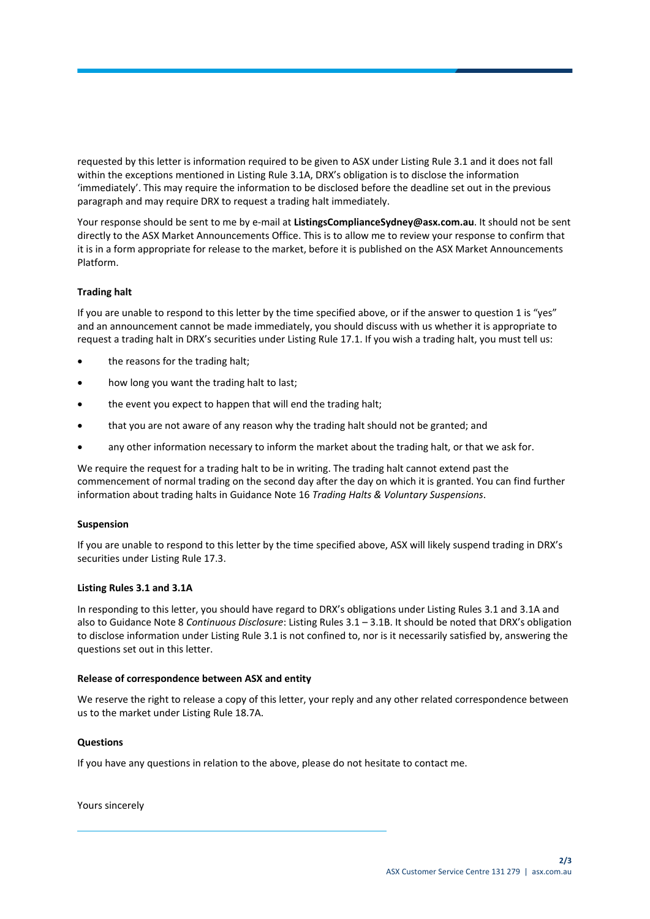requested by this letter is information required to be given to ASX under Listing Rule 3.1 and it does not fall within the exceptions mentioned in Listing Rule 3.1A, DRX's obligation is to disclose the information 'immediately'. This may require the information to be disclosed before the deadline set out in the previous paragraph and may require DRX to request a trading halt immediately.

Your response should be sent to me by e-mail at **ListingsComplianceSydney@asx.com.au**. It should not be sent directly to the ASX Market Announcements Office. This is to allow me to review your response to confirm that it is in a form appropriate for release to the market, before it is published on the ASX Market Announcements Platform.

**Trading halt**

If you are unable to respond to this letter by the time specified above, or if the answer to question 1 is "yes" and an announcement cannot be made immediately, you should discuss with us whether it is appropriate to request a trading halt in DRX's securities under Listing Rule 17.1. If you wish a trading halt, you must tell us:

- the reasons for the trading halt;
- how long you want the trading halt to last;
- the event you expect to happen that will end the trading halt;
- that you are not aware of any reason why the trading halt should not be granted; and
- any other information necessary to inform the market about the trading halt, or that we ask for.

We require the request for a trading halt to be in writing. The trading halt cannot extend past the commencement of normal trading on the second day after the day on which it is granted. You can find further information about trading halts in Guidance Note 16 *Trading Halts & Voluntary Suspensions*.

**Suspension**

If you are unable to respond to this letter by the time specified above, ASX will likely suspend trading in DRX's securities under Listing Rule 17.3.

**Listing Rules 3.1 and 3.1A**

In responding to this letter, you should have regard to DRX's obligations under Listing Rules 3.1 and 3.1A and also to Guidance Note 8 *Continuous Disclosure*: Listing Rules 3.1 – 3.1B. It should be noted that DRX's obligation to disclose information under Listing Rule 3.1 is not confined to, nor is it necessarily satisfied by, answering the questions set out in this letter.

**Release of correspondence between ASX and entity**

We reserve the right to release a copy of this letter, your reply and any other related correspondence between us to the market under Listing Rule 18.7A.

**Questions**

If you have any questions in relation to the above, please do not hesitate to contact me.

Yours sincerely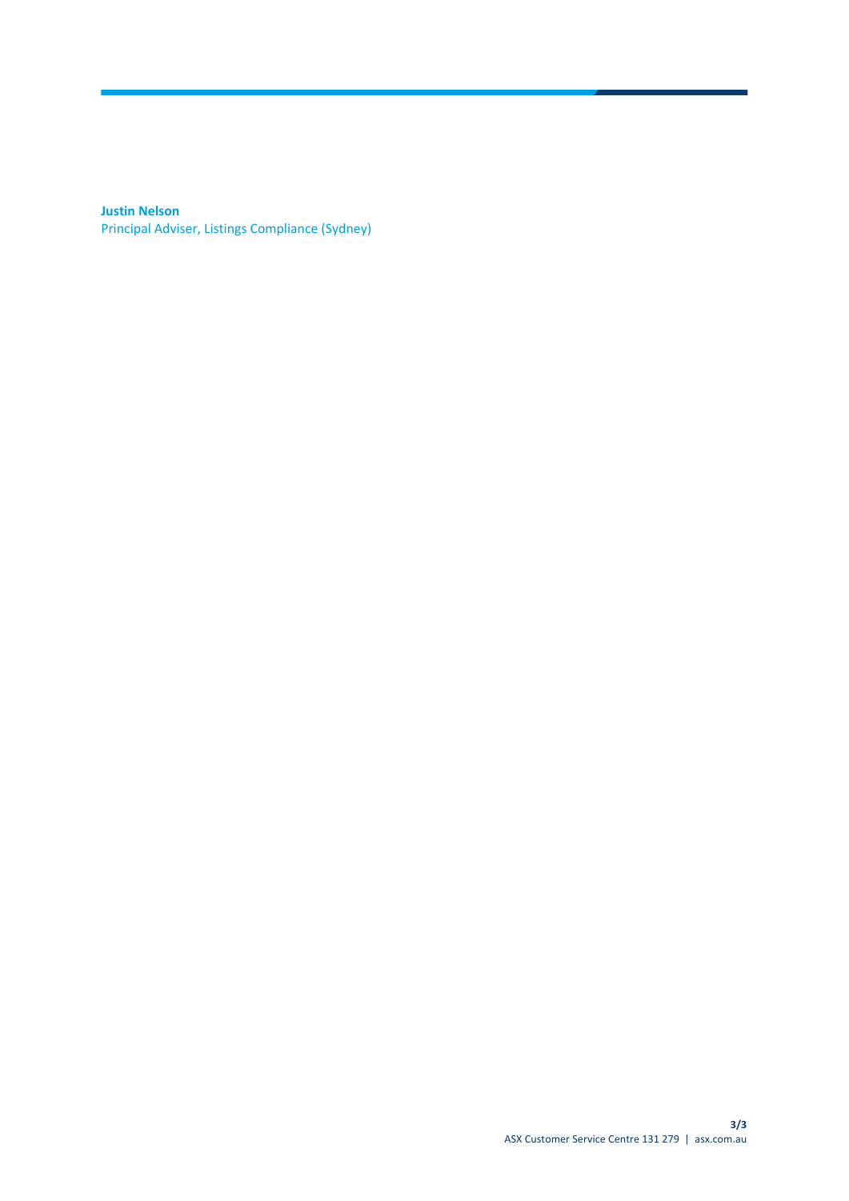**Justin Nelson**
Principal Adviser, Listings Compliance (Sydney)